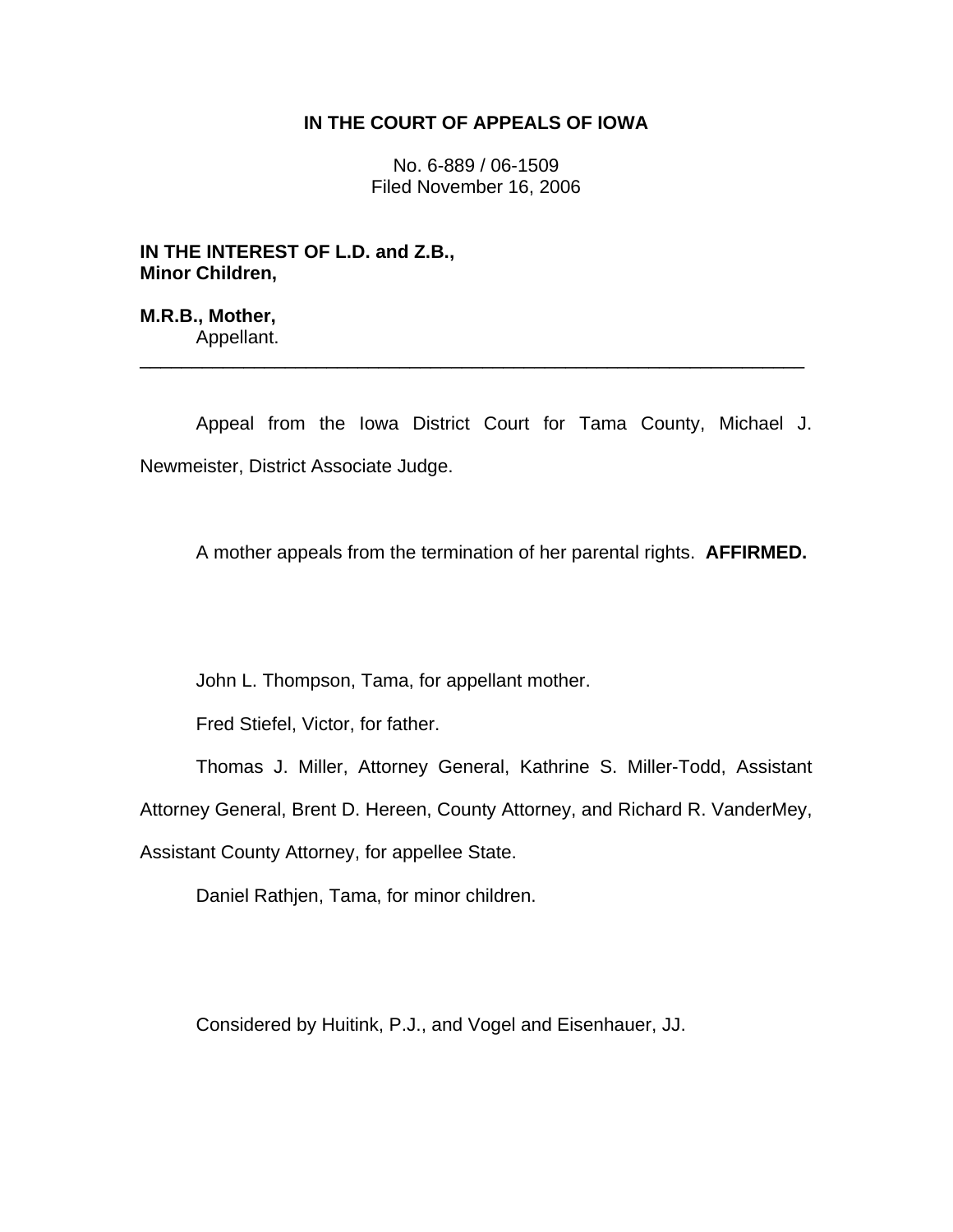**IN THE COURT OF APPEALS OF IOWA**

No. 6-889 / 06-1509
Filed November 16, 2006

**IN THE INTEREST OF L.D. and Z.B., Minor Children,**

**M.R.B., Mother,**
Appellant.

---

Appeal from the Iowa District Court for Tama County, Michael J. Newmeister, District Associate Judge.

A mother appeals from the termination of her parental rights. **AFFIRMED.**

John L. Thompson, Tama, for appellant mother.

Fred Stiefel, Victor, for father.

Thomas J. Miller, Attorney General, Kathrine S. Miller-Todd, Assistant Attorney General, Brent D. Hereen, County Attorney, and Richard R. VanderMey, Assistant County Attorney, for appellee State.

Daniel Rathjen, Tama, for minor children.

Considered by Huitink, P.J., and Vogel and Eisenhauer, JJ.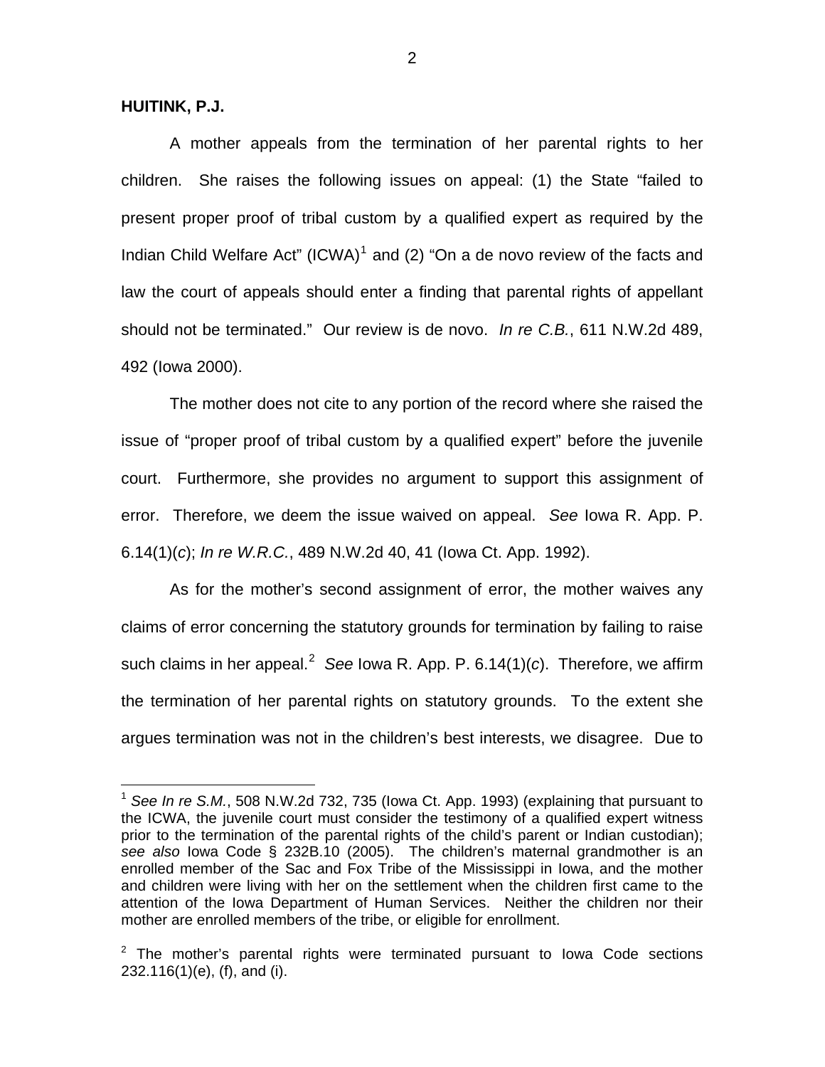**HUITINK, P.J.**

A mother appeals from the termination of her parental rights to her children. She raises the following issues on appeal: (1) the State "failed to present proper proof of tribal custom by a qualified expert as required by the Indian Child Welfare Act" (ICWA)[1] and (2) "On a de novo review of the facts and law the court of appeals should enter a finding that parental rights of appellant should not be terminated." Our review is de novo. *In re C.B.*, 611 N.W.2d 489, 492 (Iowa 2000).

The mother does not cite to any portion of the record where she raised the issue of "proper proof of tribal custom by a qualified expert" before the juvenile court. Furthermore, she provides no argument to support this assignment of error. Therefore, we deem the issue waived on appeal. *See* Iowa R. App. P. 6.14(1)(*c*); *In re W.R.C.*, 489 N.W.2d 40, 41 (Iowa Ct. App. 1992).

As for the mother's second assignment of error, the mother waives any claims of error concerning the statutory grounds for termination by failing to raise such claims in her appeal.[2] *See* Iowa R. App. P. 6.14(1)(*c*). Therefore, we affirm the termination of her parental rights on statutory grounds. To the extent she argues termination was not in the children's best interests, we disagree. Due to

---

[1] *See In re S.M.*, 508 N.W.2d 732, 735 (Iowa Ct. App. 1993) (explaining that pursuant to the ICWA, the juvenile court must consider the testimony of a qualified expert witness prior to the termination of the parental rights of the child's parent or Indian custodian); *see also* Iowa Code § 232B.10 (2005). The children's maternal grandmother is an enrolled member of the Sac and Fox Tribe of the Mississippi in Iowa, and the mother and children were living with her on the settlement when the children first came to the attention of the Iowa Department of Human Services. Neither the children nor their mother are enrolled members of the tribe, or eligible for enrollment.

[2] The mother's parental rights were terminated pursuant to Iowa Code sections 232.116(1)(e), (f), and (i).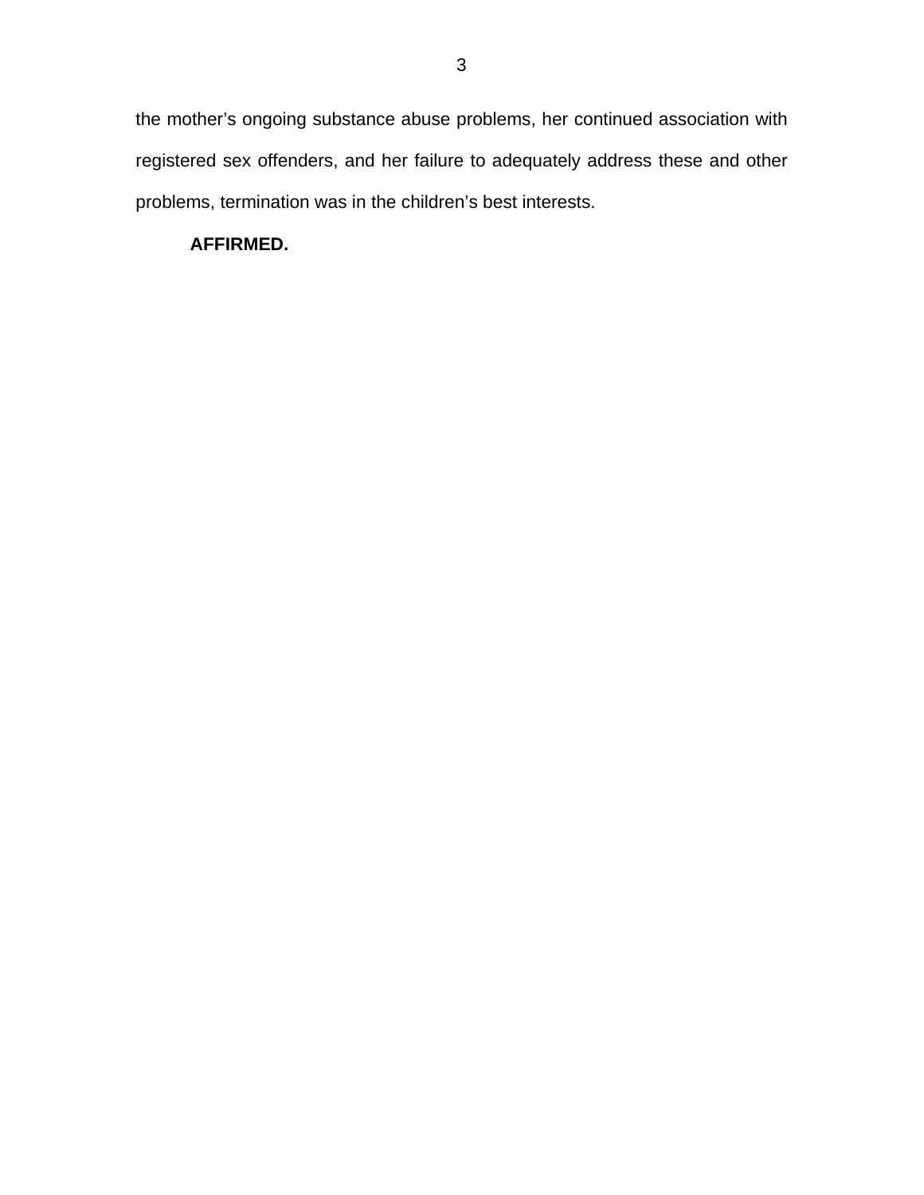the mother's ongoing substance abuse problems, her continued association with registered sex offenders, and her failure to adequately address these and other problems, termination was in the children's best interests.

**AFFIRMED.**